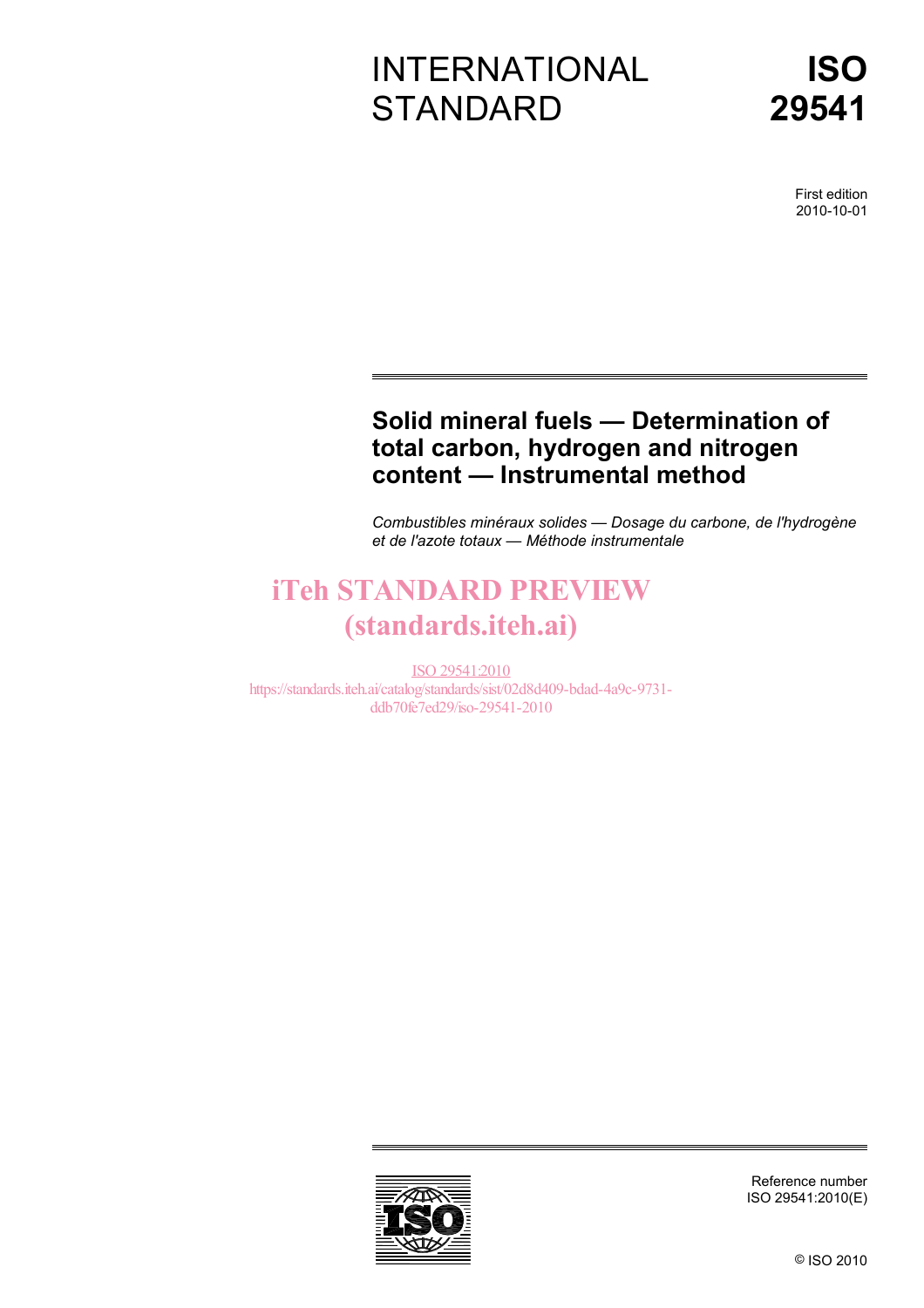# INTERNATIONAL STANDARD

# ISO 29541

First edition
2010-10-01

## Solid mineral fuels — Determination of total carbon, hydrogen and nitrogen content — Instrumental method

*Combustibles minéraux solides — Dosage du carbone, de l'hydrogène et de l'azote totaux — Méthode instrumentale*

iTeh STANDARD PREVIEW
(standards.iteh.ai)

ISO 29541:2010
https://standards.iteh.ai/catalog/standards/sist/02d8d409-bdad-4a9c-9731-ddb70fe7ed29/iso-29541-2010

Reference number
ISO 29541:2010(E)

© ISO 2010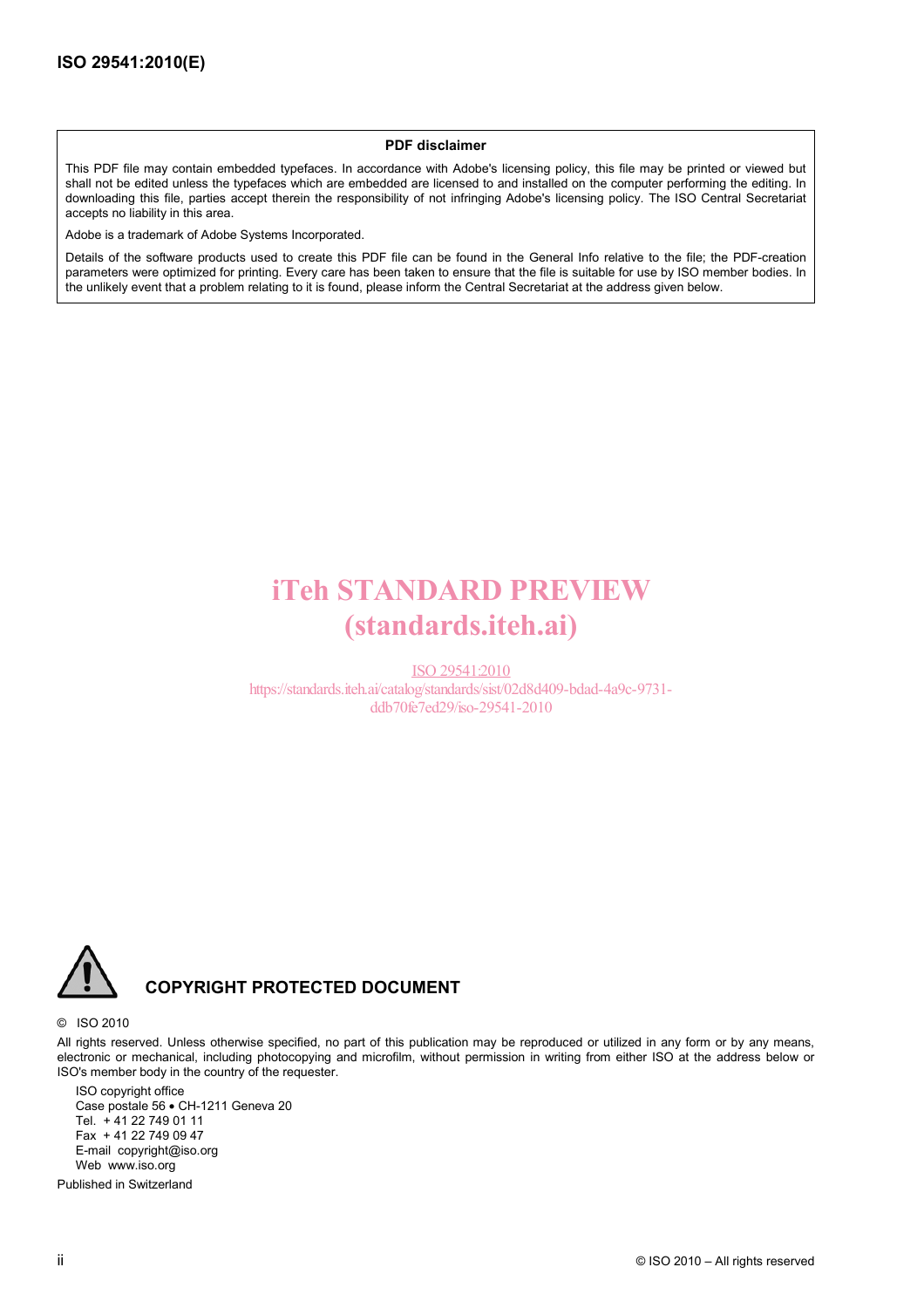**PDF disclaimer**

This PDF file may contain embedded typefaces. In accordance with Adobe's licensing policy, this file may be printed or viewed but shall not be edited unless the typefaces which are embedded are licensed to and installed on the computer performing the editing. In downloading this file, parties accept therein the responsibility of not infringing Adobe's licensing policy. The ISO Central Secretariat accepts no liability in this area.

Adobe is a trademark of Adobe Systems Incorporated.

Details of the software products used to create this PDF file can be found in the General Info relative to the file; the PDF-creation parameters were optimized for printing. Every care has been taken to ensure that the file is suitable for use by ISO member bodies. In the unlikely event that a problem relating to it is found, please inform the Central Secretariat at the address given below.

iTeh STANDARD PREVIEW
(standards.iteh.ai)

ISO 29541:2010
https://standards.iteh.ai/catalog/standards/sist/02d8d409-bdad-4a9c-9731-ddb70fe7ed29/iso-29541-2010

**COPYRIGHT PROTECTED DOCUMENT**

© ISO 2010

All rights reserved. Unless otherwise specified, no part of this publication may be reproduced or utilized in any form or by any means, electronic or mechanical, including photocopying and microfilm, without permission in writing from either ISO at the address below or ISO's member body in the country of the requester.

ISO copyright office
Case postale 56 • CH-1211 Geneva 20
Tel. + 41 22 749 01 11
Fax + 41 22 749 09 47
E-mail copyright@iso.org
Web www.iso.org

Published in Switzerland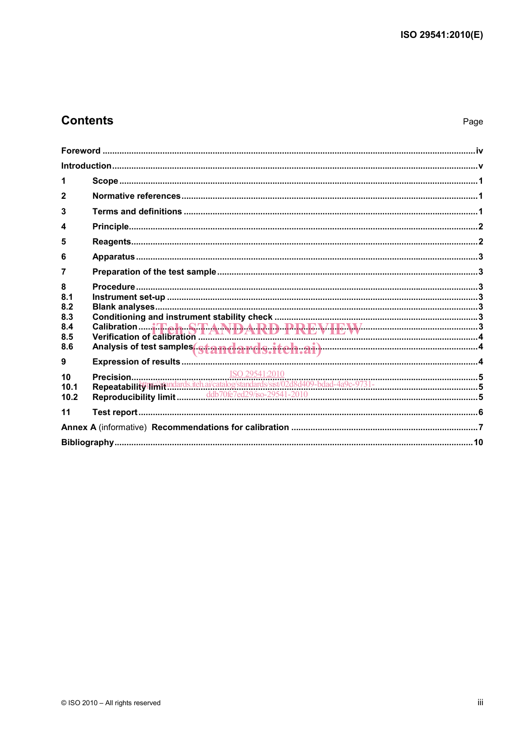# Contents

Page

Foreword ..... iv

Introduction ..... v

1 Scope ..... 1

2 Normative references ..... 1

3 Terms and definitions ..... 1

4 Principle ..... 2

5 Reagents ..... 2

6 Apparatus ..... 3

7 Preparation of the test sample ..... 3

8 Procedure ..... 3
8.1 Instrument set-up ..... 3
8.2 Blank analyses ..... 3
8.3 Conditioning and instrument stability check ..... 3
8.4 Calibration ..... 3
8.5 Verification of calibration ..... 4
8.6 Analysis of test samples ..... 4

9 Expression of results ..... 4

10 Precision ..... 5
10.1 Repeatability limit ..... 5
10.2 Reproducibility limit ..... 5

11 Test report ..... 6

Annex A (informative) Recommendations for calibration ..... 7

Bibliography ..... 10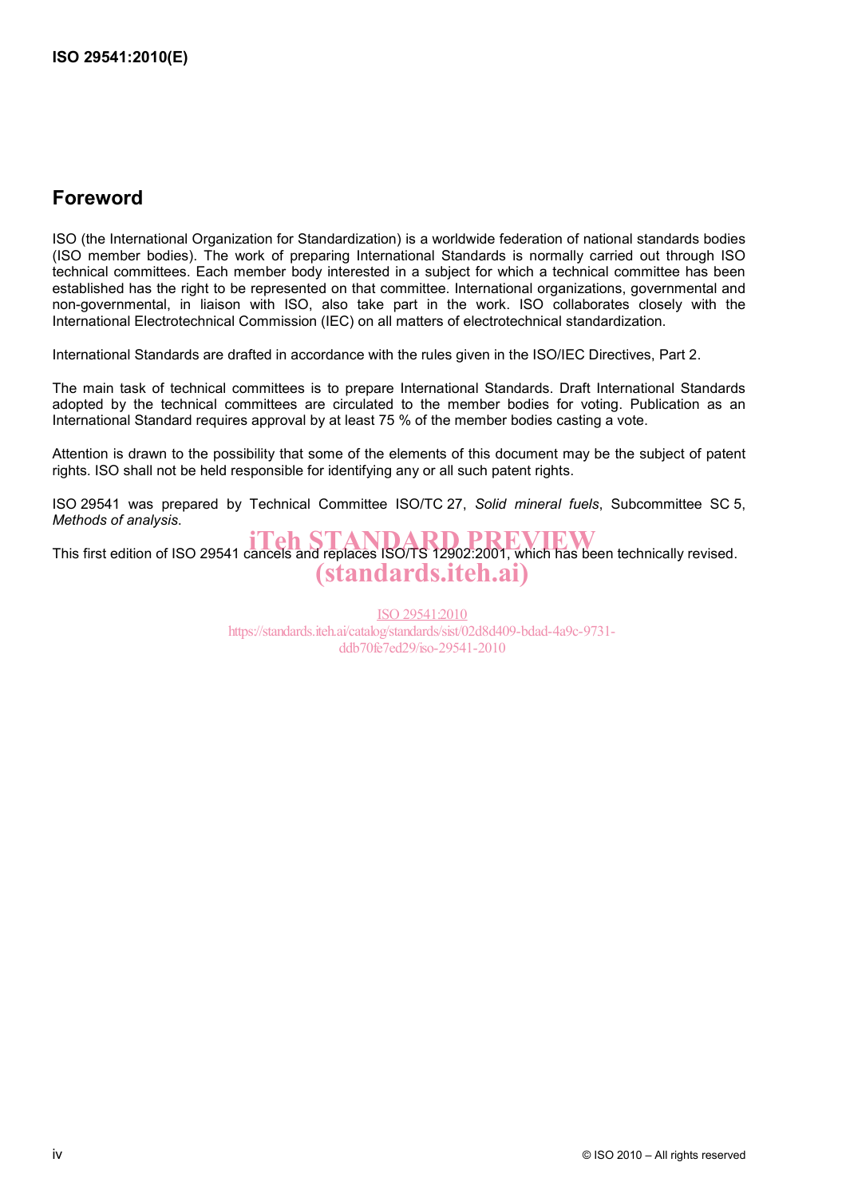## Foreword

ISO (the International Organization for Standardization) is a worldwide federation of national standards bodies (ISO member bodies). The work of preparing International Standards is normally carried out through ISO technical committees. Each member body interested in a subject for which a technical committee has been established has the right to be represented on that committee. International organizations, governmental and non-governmental, in liaison with ISO, also take part in the work. ISO collaborates closely with the International Electrotechnical Commission (IEC) on all matters of electrotechnical standardization.

International Standards are drafted in accordance with the rules given in the ISO/IEC Directives, Part 2.

The main task of technical committees is to prepare International Standards. Draft International Standards adopted by the technical committees are circulated to the member bodies for voting. Publication as an International Standard requires approval by at least 75 % of the member bodies casting a vote.

Attention is drawn to the possibility that some of the elements of this document may be the subject of patent rights. ISO shall not be held responsible for identifying any or all such patent rights.

ISO 29541 was prepared by Technical Committee ISO/TC 27, *Solid mineral fuels*, Subcommittee SC 5, *Methods of analysis*.

This first edition of ISO 29541 cancels and replaces ISO/TS 12902:2001, which has been technically revised.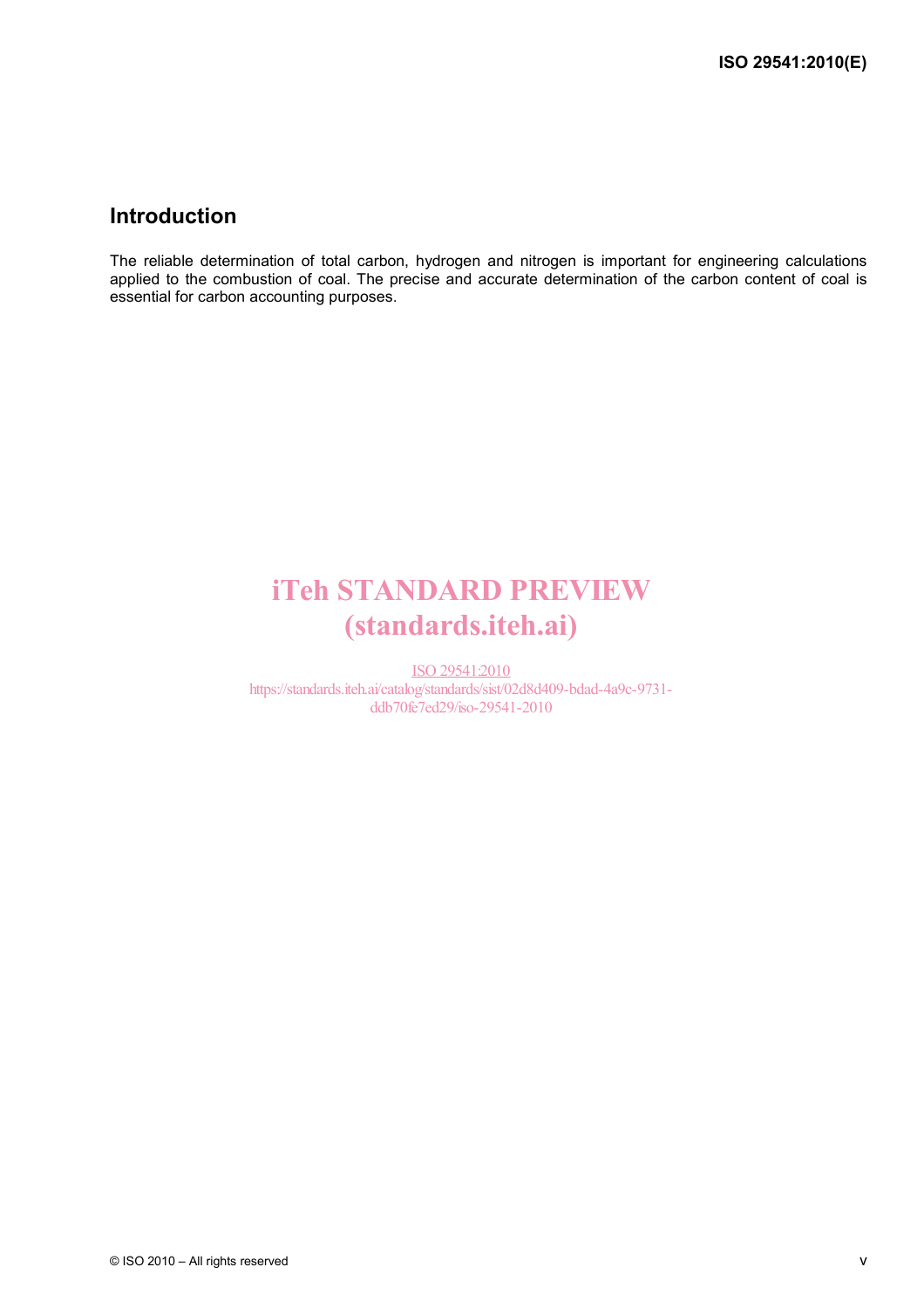## Introduction

The reliable determination of total carbon, hydrogen and nitrogen is important for engineering calculations applied to the combustion of coal. The precise and accurate determination of the carbon content of coal is essential for carbon accounting purposes.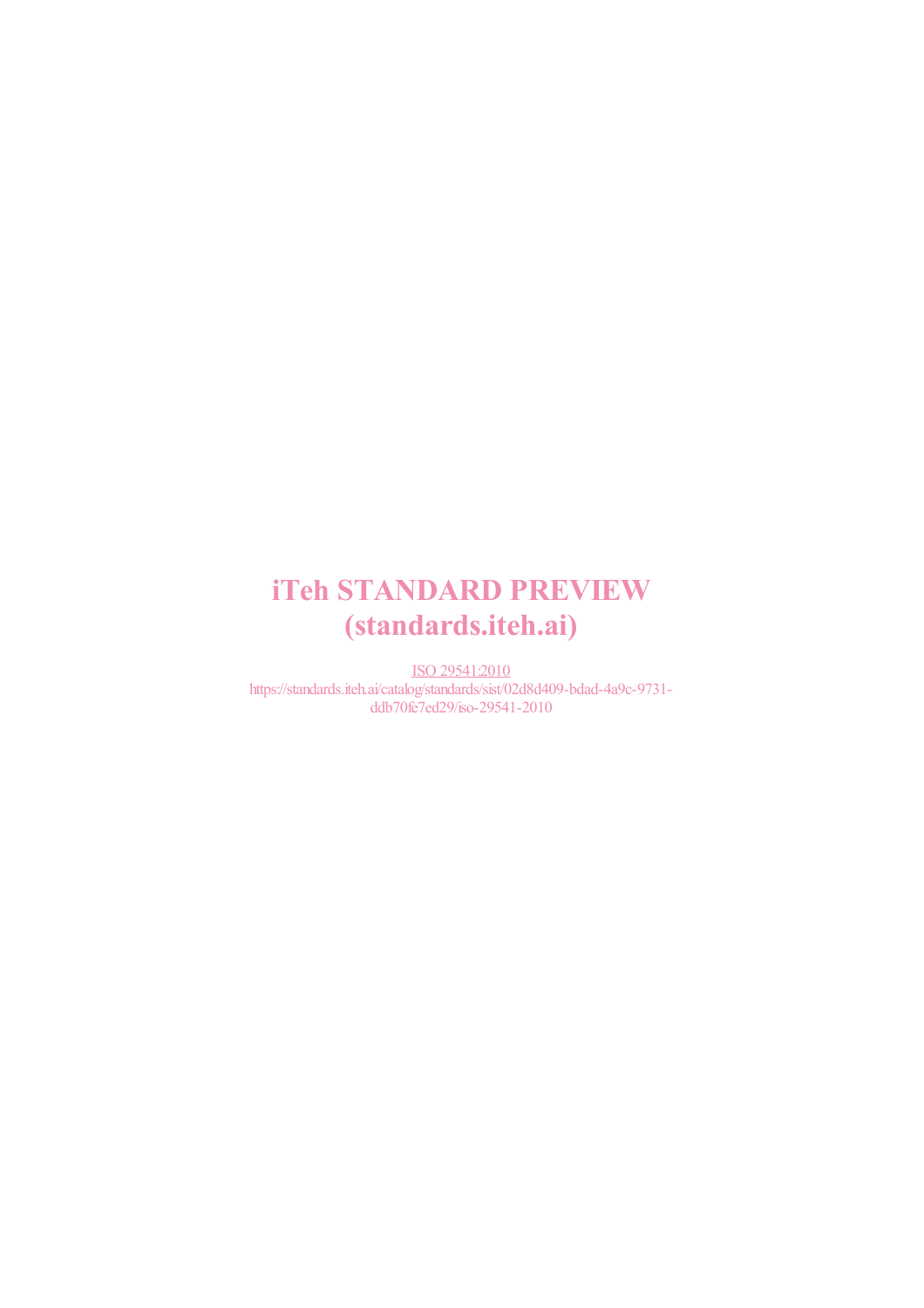**iTeh STANDARD PREVIEW**
**(standards.iteh.ai)**

ISO 29541:2010
https://standards.iteh.ai/catalog/standards/sist/02d8d409-bdad-4a9c-9731-ddb70fe7ed29/iso-29541-2010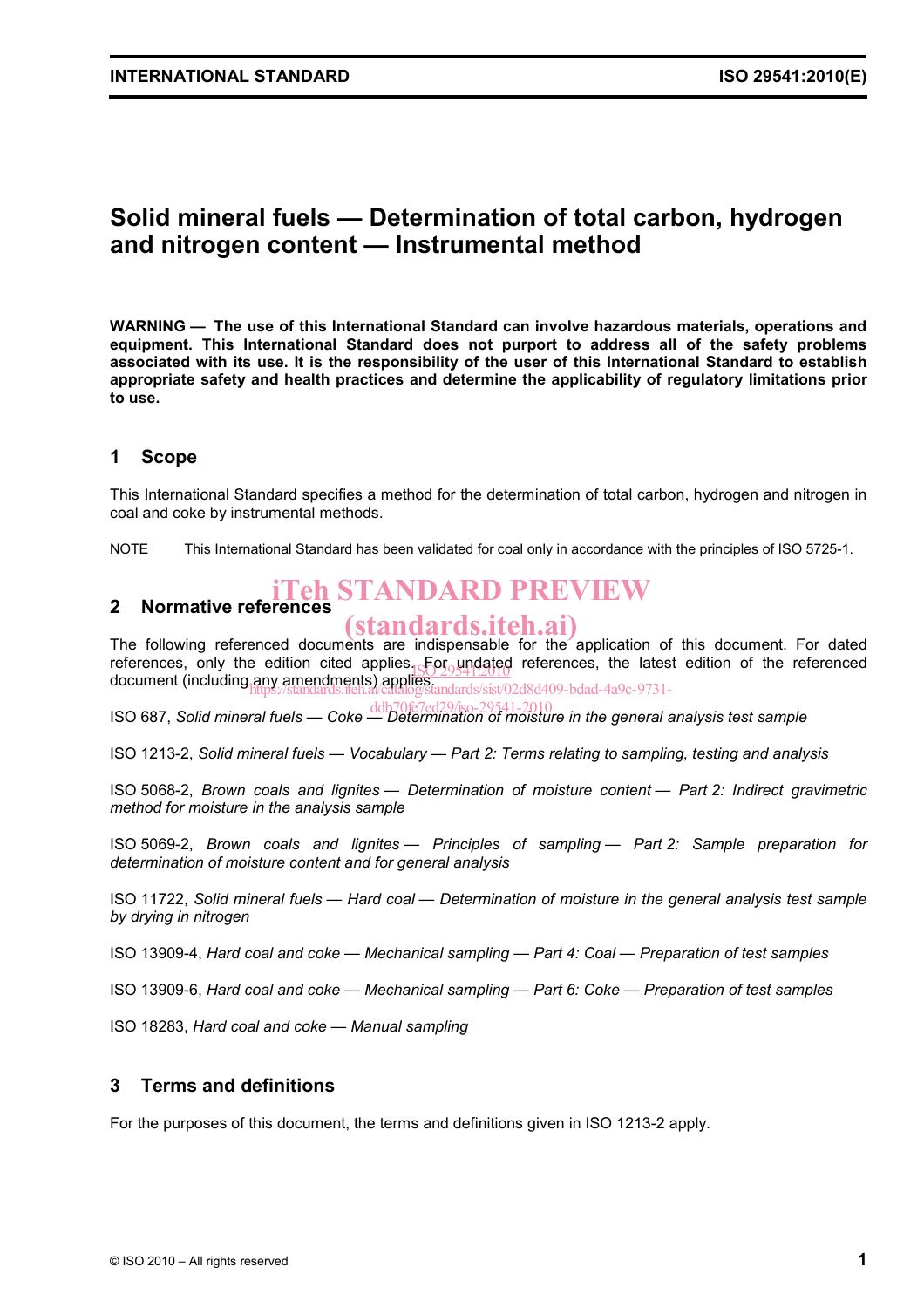# Solid mineral fuels — Determination of total carbon, hydrogen and nitrogen content — Instrumental method

**WARNING — The use of this International Standard can involve hazardous materials, operations and equipment. This International Standard does not purport to address all of the safety problems associated with its use. It is the responsibility of the user of this International Standard to establish appropriate safety and health practices and determine the applicability of regulatory limitations prior to use.**

## 1 Scope

This International Standard specifies a method for the determination of total carbon, hydrogen and nitrogen in coal and coke by instrumental methods.

NOTE This International Standard has been validated for coal only in accordance with the principles of ISO 5725-1.

## 2 Normative references

The following referenced documents are indispensable for the application of this document. For dated references, only the edition cited applies. For undated references, the latest edition of the referenced document (including any amendments) applies.

ISO 687, *Solid mineral fuels — Coke — Determination of moisture in the general analysis test sample*

ISO 1213-2, *Solid mineral fuels — Vocabulary — Part 2: Terms relating to sampling, testing and analysis*

ISO 5068-2, *Brown coals and lignites — Determination of moisture content — Part 2: Indirect gravimetric method for moisture in the analysis sample*

ISO 5069-2, *Brown coals and lignites — Principles of sampling — Part 2: Sample preparation for determination of moisture content and for general analysis*

ISO 11722, *Solid mineral fuels — Hard coal — Determination of moisture in the general analysis test sample by drying in nitrogen*

ISO 13909-4, *Hard coal and coke — Mechanical sampling — Part 4: Coal — Preparation of test samples*

ISO 13909-6, *Hard coal and coke — Mechanical sampling — Part 6: Coke — Preparation of test samples*

ISO 18283, *Hard coal and coke — Manual sampling*

## 3 Terms and definitions

For the purposes of this document, the terms and definitions given in ISO 1213-2 apply.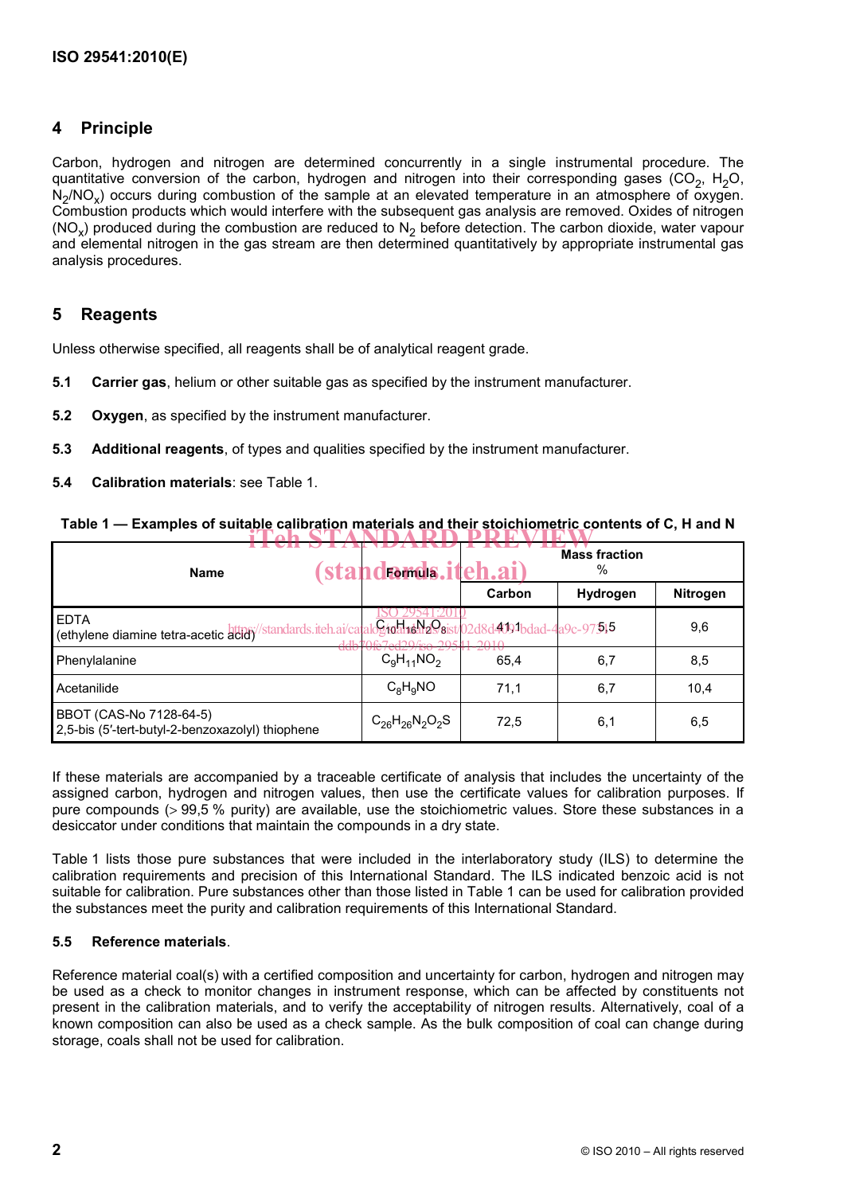## 4 Principle

Carbon, hydrogen and nitrogen are determined concurrently in a single instrumental procedure. The quantitative conversion of the carbon, hydrogen and nitrogen into their corresponding gases ($CO_2$, $H_2O$, $N_2/NO_x$) occurs during combustion of the sample at an elevated temperature in an atmosphere of oxygen. Combustion products which would interfere with the subsequent gas analysis are removed. Oxides of nitrogen ($NO_x$) produced during the combustion are reduced to $N_2$ before detection. The carbon dioxide, water vapour and elemental nitrogen in the gas stream are then determined quantitatively by appropriate instrumental gas analysis procedures.

## 5 Reagents

Unless otherwise specified, all reagents shall be of analytical reagent grade.

**5.1 Carrier gas**, helium or other suitable gas as specified by the instrument manufacturer.

**5.2 Oxygen**, as specified by the instrument manufacturer.

**5.3 Additional reagents**, of types and qualities specified by the instrument manufacturer.

**5.4 Calibration materials**: see Table 1.

**Table 1 — Examples of suitable calibration materials and their stoichiometric contents of C, H and N**

| Name | Formula | Mass fraction % | | |
|---|---|---|---|---|
| | | Carbon | Hydrogen | Nitrogen |
| EDTA (ethylene diamine tetra-acetic acid) | $C_{10}H_{16}N_2O_8$ | 41,1 | 5,5 | 9,6 |
| Phenylalanine | $C_9H_{11}NO_2$ | 65,4 | 6,7 | 8,5 |
| Acetanilide | $C_8H_9NO$ | 71,1 | 6,7 | 10,4 |
| BBOT (CAS-No 7128-64-5) 2,5-bis (5′-tert-butyl-2-benzoxazolyl) thiophene | $C_{26}H_{26}N_2O_2S$ | 72,5 | 6,1 | 6,5 |

If these materials are accompanied by a traceable certificate of analysis that includes the uncertainty of the assigned carbon, hydrogen and nitrogen values, then use the certificate values for calibration purposes. If pure compounds (> 99,5 % purity) are available, use the stoichiometric values. Store these substances in a desiccator under conditions that maintain the compounds in a dry state.

Table 1 lists those pure substances that were included in the interlaboratory study (ILS) to determine the calibration requirements and precision of this International Standard. The ILS indicated benzoic acid is not suitable for calibration. Pure substances other than those listed in Table 1 can be used for calibration provided the substances meet the purity and calibration requirements of this International Standard.

**5.5 Reference materials**.

Reference material coal(s) with a certified composition and uncertainty for carbon, hydrogen and nitrogen may be used as a check to monitor changes in instrument response, which can be affected by constituents not present in the calibration materials, and to verify the acceptability of nitrogen results. Alternatively, coal of a known composition can also be used as a check sample. As the bulk composition of coal can change during storage, coals shall not be used for calibration.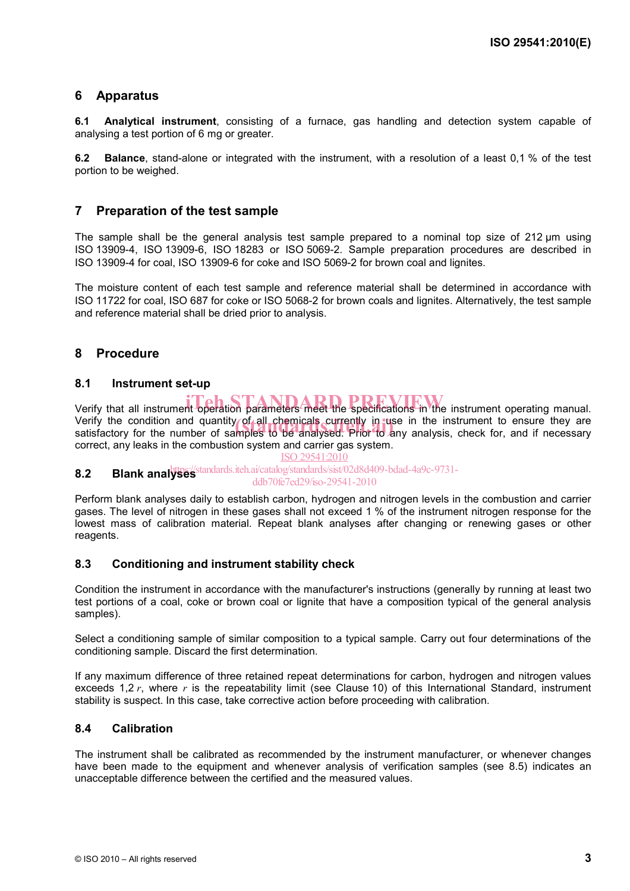## 6 Apparatus

**6.1 Analytical instrument**, consisting of a furnace, gas handling and detection system capable of analysing a test portion of 6 mg or greater.

**6.2 Balance**, stand-alone or integrated with the instrument, with a resolution of a least 0,1 % of the test portion to be weighed.

## 7 Preparation of the test sample

The sample shall be the general analysis test sample prepared to a nominal top size of 212 µm using ISO 13909-4, ISO 13909-6, ISO 18283 or ISO 5069-2. Sample preparation procedures are described in ISO 13909-4 for coal, ISO 13909-6 for coke and ISO 5069-2 for brown coal and lignites.

The moisture content of each test sample and reference material shall be determined in accordance with ISO 11722 for coal, ISO 687 for coke or ISO 5068-2 for brown coals and lignites. Alternatively, the test sample and reference material shall be dried prior to analysis.

## 8 Procedure

### 8.1 Instrument set-up

Verify that all instrument operation parameters meet the specifications in the instrument operating manual. Verify the condition and quantity of all chemicals currently in use in the instrument to ensure they are satisfactory for the number of samples to be analysed. Prior to any analysis, check for, and if necessary correct, any leaks in the combustion system and carrier gas system.

### 8.2 Blank analyses

Perform blank analyses daily to establish carbon, hydrogen and nitrogen levels in the combustion and carrier gases. The level of nitrogen in these gases shall not exceed 1 % of the instrument nitrogen response for the lowest mass of calibration material. Repeat blank analyses after changing or renewing gases or other reagents.

### 8.3 Conditioning and instrument stability check

Condition the instrument in accordance with the manufacturer's instructions (generally by running at least two test portions of a coal, coke or brown coal or lignite that have a composition typical of the general analysis samples).

Select a conditioning sample of similar composition to a typical sample. Carry out four determinations of the conditioning sample. Discard the first determination.

If any maximum difference of three retained repeat determinations for carbon, hydrogen and nitrogen values exceeds $1{,}2\,r$, where $r$ is the repeatability limit (see Clause 10) of this International Standard, instrument stability is suspect. In this case, take corrective action before proceeding with calibration.

### 8.4 Calibration

The instrument shall be calibrated as recommended by the instrument manufacturer, or whenever changes have been made to the equipment and whenever analysis of verification samples (see 8.5) indicates an unacceptable difference between the certified and the measured values.